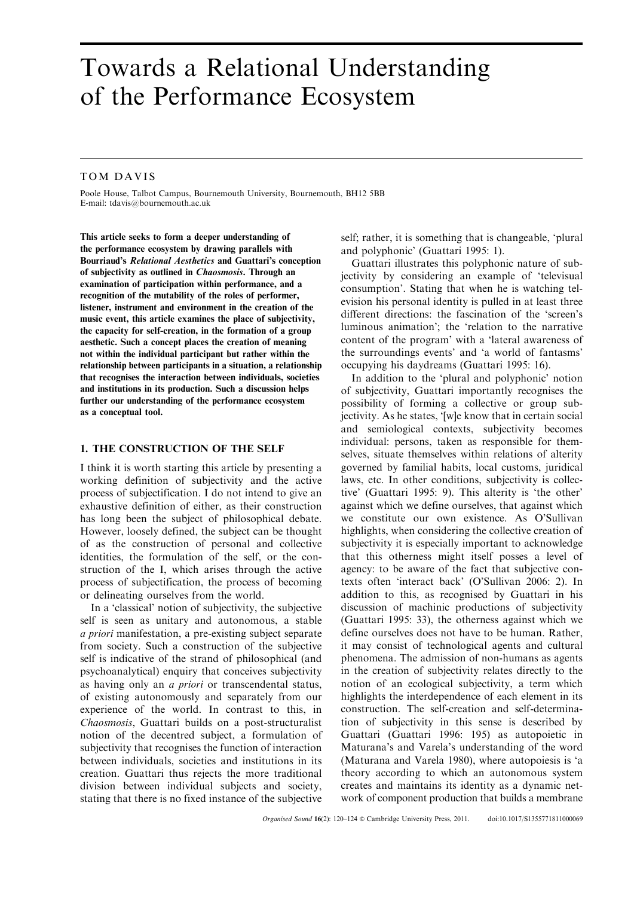# Towards a Relational Understanding of the Performance Ecosystem

TOM DAVIS

Poole House, Talbot Campus, Bournemouth University, Bournemouth, BH12 5BB
E-mail: tdavis@bournemouth.ac.uk

**This article seeks to form a deeper understanding of the performance ecosystem by drawing parallels with Bourriaud's *Relational Aesthetics* and Guattari's conception of subjectivity as outlined in *Chaosmosis*. Through an examination of participation within performance, and a recognition of the mutability of the roles of performer, listener, instrument and environment in the creation of the music event, this article examines the place of subjectivity, the capacity for self-creation, in the formation of a group aesthetic. Such a concept places the creation of meaning not within the individual participant but rather within the relationship between participants in a situation, a relationship that recognises the interaction between individuals, societies and institutions in its production. Such a discussion helps further our understanding of the performance ecosystem as a conceptual tool.**

## 1. THE CONSTRUCTION OF THE SELF

I think it is worth starting this article by presenting a working definition of subjectivity and the active process of subjectification. I do not intend to give an exhaustive definition of either, as their construction has long been the subject of philosophical debate. However, loosely defined, the subject can be thought of as the construction of personal and collective identities, the formulation of the self, or the construction of the I, which arises through the active process of subjectification, the process of becoming or delineating ourselves from the world.

In a 'classical' notion of subjectivity, the subjective self is seen as unitary and autonomous, a stable *a priori* manifestation, a pre-existing subject separate from society. Such a construction of the subjective self is indicative of the strand of philosophical (and psychoanalytical) enquiry that conceives subjectivity as having only an *a priori* or transcendental status, of existing autonomously and separately from our experience of the world. In contrast to this, in *Chaosmosis*, Guattari builds on a post-structuralist notion of the decentred subject, a formulation of subjectivity that recognises the function of interaction between individuals, societies and institutions in its creation. Guattari thus rejects the more traditional division between individual subjects and society, stating that there is no fixed instance of the subjective self; rather, it is something that is changeable, 'plural and polyphonic' (Guattari 1995: 1).

Guattari illustrates this polyphonic nature of subjectivity by considering an example of 'televisual consumption'. Stating that when he is watching television his personal identity is pulled in at least three different directions: the fascination of the 'screen's luminous animation'; the 'relation to the narrative content of the program' with a 'lateral awareness of the surroundings events' and 'a world of fantasms' occupying his daydreams (Guattari 1995: 16).

In addition to the 'plural and polyphonic' notion of subjectivity, Guattari importantly recognises the possibility of forming a collective or group subjectivity. As he states, '[w]e know that in certain social and semiological contexts, subjectivity becomes individual: persons, taken as responsible for themselves, situate themselves within relations of alterity governed by familial habits, local customs, juridical laws, etc. In other conditions, subjectivity is collective' (Guattari 1995: 9). This alterity is 'the other' against which we define ourselves, that against which we constitute our own existence. As O'Sullivan highlights, when considering the collective creation of subjectivity it is especially important to acknowledge that this otherness might itself posses a level of agency: to be aware of the fact that subjective contexts often 'interact back' (O'Sullivan 2006: 2). In addition to this, as recognised by Guattari in his discussion of machinic productions of subjectivity (Guattari 1995: 33), the otherness against which we define ourselves does not have to be human. Rather, it may consist of technological agents and cultural phenomena. The admission of non-humans as agents in the creation of subjectivity relates directly to the notion of an ecological subjectivity, a term which highlights the interdependence of each element in its construction. The self-creation and self-determination of subjectivity in this sense is described by Guattari (Guattari 1996: 195) as autopoietic in Maturana's and Varela's understanding of the word (Maturana and Varela 1980), where autopoiesis is 'a theory according to which an autonomous system creates and maintains its identity as a dynamic network of component production that builds a membrane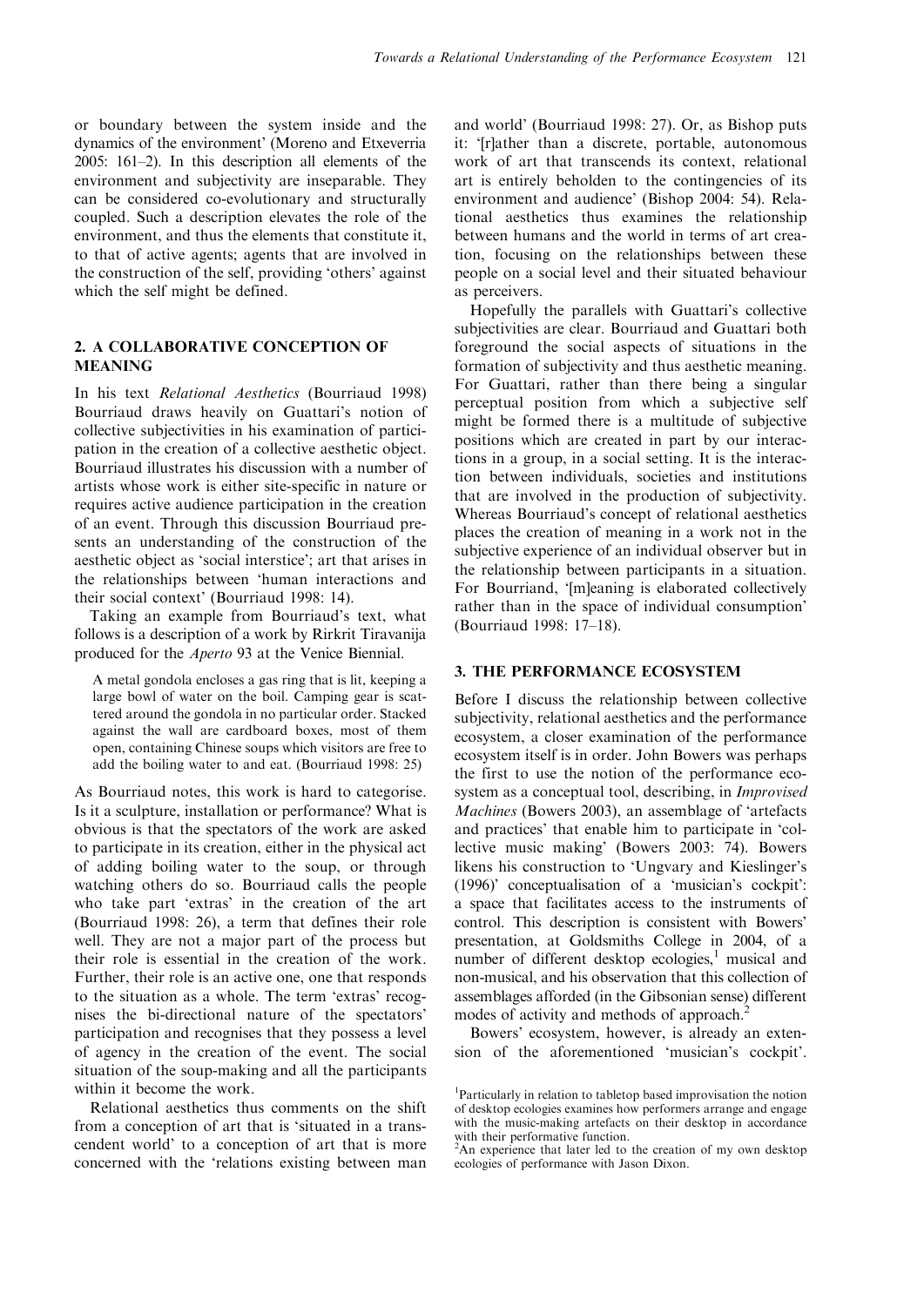or boundary between the system inside and the dynamics of the environment' (Moreno and Etxeverria 2005: 161–2). In this description all elements of the environment and subjectivity are inseparable. They can be considered co-evolutionary and structurally coupled. Such a description elevates the role of the environment, and thus the elements that constitute it, to that of active agents; agents that are involved in the construction of the self, providing 'others' against which the self might be defined.

## 2. A COLLABORATIVE CONCEPTION OF MEANING

In his text *Relational Aesthetics* (Bourriaud 1998) Bourriaud draws heavily on Guattari's notion of collective subjectivities in his examination of participation in the creation of a collective aesthetic object. Bourriaud illustrates his discussion with a number of artists whose work is either site-specific in nature or requires active audience participation in the creation of an event. Through this discussion Bourriaud presents an understanding of the construction of the aesthetic object as 'social interstice'; art that arises in the relationships between 'human interactions and their social context' (Bourriaud 1998: 14).

Taking an example from Bourriaud's text, what follows is a description of a work by Rirkrit Tiravanija produced for the *Aperto* 93 at the Venice Biennial.

> A metal gondola encloses a gas ring that is lit, keeping a large bowl of water on the boil. Camping gear is scattered around the gondola in no particular order. Stacked against the wall are cardboard boxes, most of them open, containing Chinese soups which visitors are free to add the boiling water to and eat. (Bourriaud 1998: 25)

As Bourriaud notes, this work is hard to categorise. Is it a sculpture, installation or performance? What is obvious is that the spectators of the work are asked to participate in its creation, either in the physical act of adding boiling water to the soup, or through watching others do so. Bourriaud calls the people who take part 'extras' in the creation of the art (Bourriaud 1998: 26), a term that defines their role well. They are not a major part of the process but their role is essential in the creation of the work. Further, their role is an active one, one that responds to the situation as a whole. The term 'extras' recognises the bi-directional nature of the spectators' participation and recognises that they possess a level of agency in the creation of the event. The social situation of the soup-making and all the participants within it become the work.

Relational aesthetics thus comments on the shift from a conception of art that is 'situated in a transcendent world' to a conception of art that is more concerned with the 'relations existing between man and world' (Bourriaud 1998: 27). Or, as Bishop puts it: '[r]ather than a discrete, portable, autonomous work of art that transcends its context, relational art is entirely beholden to the contingencies of its environment and audience' (Bishop 2004: 54). Relational aesthetics thus examines the relationship between humans and the world in terms of art creation, focusing on the relationships between these people on a social level and their situated behaviour as perceivers.

Hopefully the parallels with Guattari's collective subjectivities are clear. Bourriaud and Guattari both foreground the social aspects of situations in the formation of subjectivity and thus aesthetic meaning. For Guattari, rather than there being a singular perceptual position from which a subjective self might be formed there is a multitude of subjective positions which are created in part by our interactions in a group, in a social setting. It is the interaction between individuals, societies and institutions that are involved in the production of subjectivity. Whereas Bourriaud's concept of relational aesthetics places the creation of meaning in a work not in the subjective experience of an individual observer but in the relationship between participants in a situation. For Bourriaud, '[m]eaning is elaborated collectively rather than in the space of individual consumption' (Bourriaud 1998: 17–18).

## 3. THE PERFORMANCE ECOSYSTEM

Before I discuss the relationship between collective subjectivity, relational aesthetics and the performance ecosystem, a closer examination of the performance ecosystem itself is in order. John Bowers was perhaps the first to use the notion of the performance ecosystem as a conceptual tool, describing, in *Improvised Machines* (Bowers 2003), an assemblage of 'artefacts and practices' that enable him to participate in 'collective music making' (Bowers 2003: 74). Bowers likens his construction to 'Ungvary and Kieslinger's (1996)' conceptualisation of a 'musician's cockpit': a space that facilitates access to the instruments of control. This description is consistent with Bowers' presentation, at Goldsmiths College in 2004, of a number of different desktop ecologies,[1] musical and non-musical, and his observation that this collection of assemblages afforded (in the Gibsonian sense) different modes of activity and methods of approach.[2]

Bowers' ecosystem, however, is already an extension of the aforementioned 'musician's cockpit'.

[1]Particularly in relation to tabletop based improvisation the notion of desktop ecologies examines how performers arrange and engage with the music-making artefacts on their desktop in accordance with their performative function.

[2]An experience that later led to the creation of my own desktop ecologies of performance with Jason Dixon.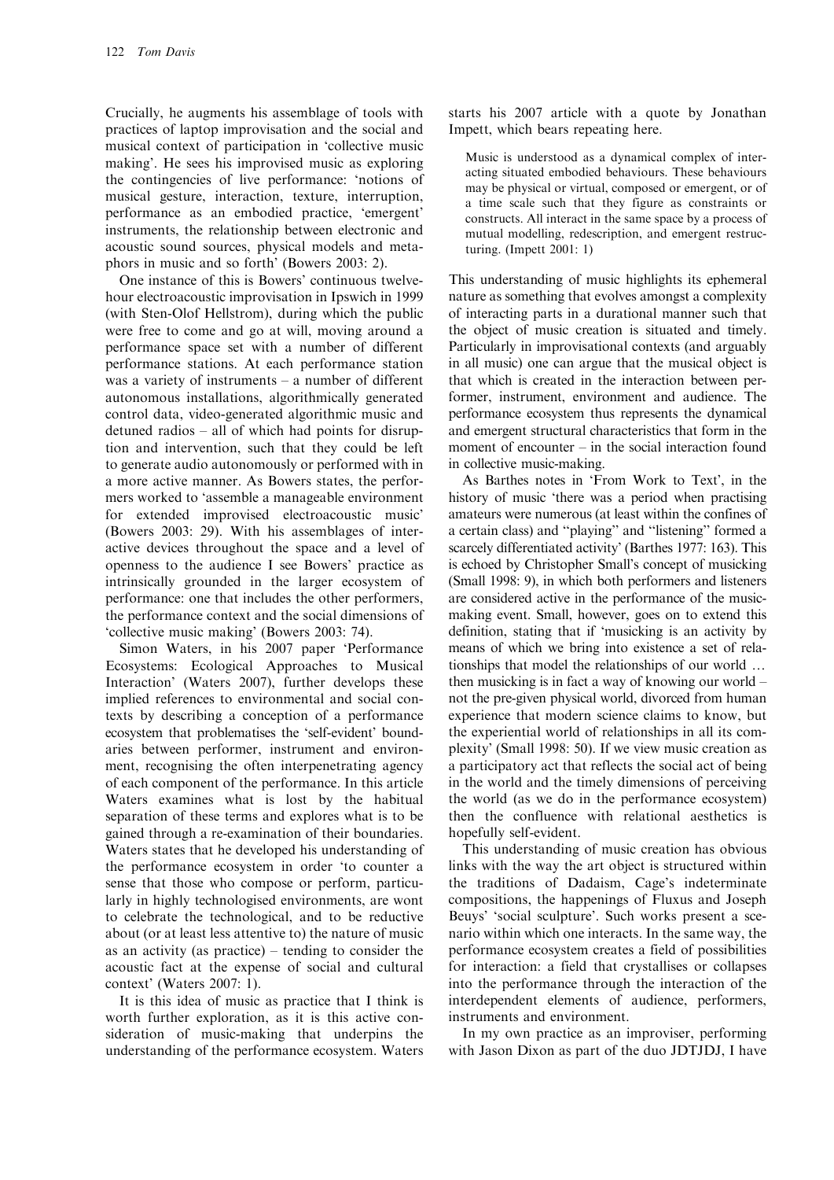Crucially, he augments his assemblage of tools with practices of laptop improvisation and the social and musical context of participation in 'collective music making'. He sees his improvised music as exploring the contingencies of live performance: 'notions of musical gesture, interaction, texture, interruption, performance as an embodied practice, 'emergent' instruments, the relationship between electronic and acoustic sound sources, physical models and metaphors in music and so forth' (Bowers 2003: 2).

One instance of this is Bowers' continuous twelve-hour electroacoustic improvisation in Ipswich in 1999 (with Sten-Olof Hellstrom), during which the public were free to come and go at will, moving around a performance space set with a number of different performance stations. At each performance station was a variety of instruments – a number of different autonomous installations, algorithmically generated control data, video-generated algorithmic music and detuned radios – all of which had points for disruption and intervention, such that they could be left to generate audio autonomously or performed with in a more active manner. As Bowers states, the performers worked to 'assemble a manageable environment for extended improvised electroacoustic music' (Bowers 2003: 29). With his assemblages of interactive devices throughout the space and a level of openness to the audience I see Bowers' practice as intrinsically grounded in the larger ecosystem of performance: one that includes the other performers, the performance context and the social dimensions of 'collective music making' (Bowers 2003: 74).

Simon Waters, in his 2007 paper 'Performance Ecosystems: Ecological Approaches to Musical Interaction' (Waters 2007), further develops these implied references to environmental and social contexts by describing a conception of a performance ecosystem that problematises the 'self-evident' boundaries between performer, instrument and environment, recognising the often interpenetrating agency of each component of the performance. In this article Waters examines what is lost by the habitual separation of these terms and explores what is to be gained through a re-examination of their boundaries. Waters states that he developed his understanding of the performance ecosystem in order 'to counter a sense that those who compose or perform, particularly in highly technologised environments, are wont to celebrate the technological, and to be reductive about (or at least less attentive to) the nature of music as an activity (as practice) – tending to consider the acoustic fact at the expense of social and cultural context' (Waters 2007: 1).

It is this idea of music as practice that I think is worth further exploration, as it is this active consideration of music-making that underpins the understanding of the performance ecosystem. Waters starts his 2007 article with a quote by Jonathan Impett, which bears repeating here.

> Music is understood as a dynamical complex of interacting situated embodied behaviours. These behaviours may be physical or virtual, composed or emergent, or of a time scale such that they figure as constraints or constructs. All interact in the same space by a process of mutual modelling, redescription, and emergent restructuring. (Impett 2001: 1)

This understanding of music highlights its ephemeral nature as something that evolves amongst a complexity of interacting parts in a durational manner such that the object of music creation is situated and timely. Particularly in improvisational contexts (and arguably in all music) one can argue that the musical object is that which is created in the interaction between performer, instrument, environment and audience. The performance ecosystem thus represents the dynamical and emergent structural characteristics that form in the moment of encounter – in the social interaction found in collective music-making.

As Barthes notes in 'From Work to Text', in the history of music 'there was a period when practising amateurs were numerous (at least within the confines of a certain class) and "playing" and "listening" formed a scarcely differentiated activity' (Barthes 1977: 163). This is echoed by Christopher Small's concept of musicking (Small 1998: 9), in which both performers and listeners are considered active in the performance of the music-making event. Small, however, goes on to extend this definition, stating that if 'musicking is an activity by means of which we bring into existence a set of relationships that model the relationships of our world … then musicking is in fact a way of knowing our world – not the pre-given physical world, divorced from human experience that modern science claims to know, but the experiential world of relationships in all its complexity' (Small 1998: 50). If we view music creation as a participatory act that reflects the social act of being in the world and the timely dimensions of perceiving the world (as we do in the performance ecosystem) then the confluence with relational aesthetics is hopefully self-evident.

This understanding of music creation has obvious links with the way the art object is structured within the traditions of Dadaism, Cage's indeterminate compositions, the happenings of Fluxus and Joseph Beuys' 'social sculpture'. Such works present a scenario within which one interacts. In the same way, the performance ecosystem creates a field of possibilities for interaction: a field that crystallises or collapses into the performance through the interaction of the interdependent elements of audience, performers, instruments and environment.

In my own practice as an improviser, performing with Jason Dixon as part of the duo JDTJDJ, I have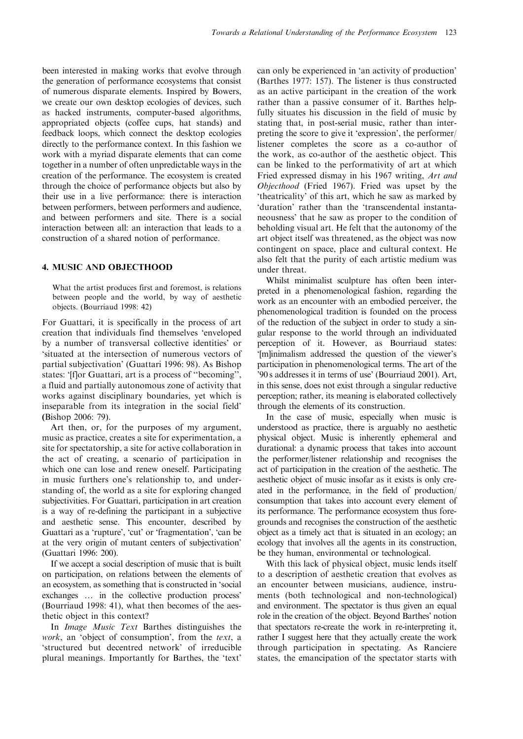been interested in making works that evolve through the generation of performance ecosystems that consist of numerous disparate elements. Inspired by Bowers, we create our own desktop ecologies of devices, such as hacked instruments, computer-based algorithms, appropriated objects (coffee cups, hat stands) and feedback loops, which connect the desktop ecologies directly to the performance context. In this fashion we work with a myriad disparate elements that can come together in a number of often unpredictable ways in the creation of the performance. The ecosystem is created through the choice of performance objects but also by their use in a live performance: there is interaction between performers, between performers and audience, and between performers and site. There is a social interaction between all: an interaction that leads to a construction of a shared notion of performance.

## 4. MUSIC AND OBJECTHOOD

> What the artist produces first and foremost, is relations between people and the world, by way of aesthetic objects. (Bourriaud 1998: 42)

For Guattari, it is specifically in the process of art creation that individuals find themselves 'enveloped by a number of transversal collective identities' or 'situated at the intersection of numerous vectors of partial subjectivation' (Guattari 1996: 98). As Bishop states: '[f]or Guattari, art is a process of "becoming", a fluid and partially autonomous zone of activity that works against disciplinary boundaries, yet which is inseparable from its integration in the social field' (Bishop 2006: 79).

Art then, or, for the purposes of my argument, music as practice, creates a site for experimentation, a site for spectatorship, a site for active collaboration in the act of creating, a scenario of participation in which one can lose and renew oneself. Participating in music furthers one's relationship to, and understanding of, the world as a site for exploring changed subjectivities. For Guattari, participation in art creation is a way of re-defining the participant in a subjective and aesthetic sense. This encounter, described by Guattari as a 'rupture', 'cut' or 'fragmentation', 'can be at the very origin of mutant centers of subjectivation' (Guattari 1996: 200).

If we accept a social description of music that is built on participation, on relations between the elements of an ecosystem, as something that is constructed in 'social exchanges … in the collective production process' (Bourriaud 1998: 41), what then becomes of the aesthetic object in this context?

In *Image Music Text* Barthes distinguishes the *work*, an 'object of consumption', from the *text*, a 'structured but decentred network' of irreducible plural meanings. Importantly for Barthes, the 'text' can only be experienced in 'an activity of production' (Barthes 1977: 157). The listener is thus constructed as an active participant in the creation of the work rather than a passive consumer of it. Barthes helpfully situates his discussion in the field of music by stating that, in post-serial music, rather than interpreting the score to give it 'expression', the performer/listener completes the score as a co-author of the work, as co-author of the aesthetic object. This can be linked to the performativity of art at which Fried expressed dismay in his 1967 writing, *Art and Objecthood* (Fried 1967). Fried was upset by the 'theatricality' of this art, which he saw as marked by 'duration' rather than the 'transcendental instantaneousness' that he saw as proper to the condition of beholding visual art. He felt that the autonomy of the art object itself was threatened, as the object was now contingent on space, place and cultural context. He also felt that the purity of each artistic medium was under threat.

Whilst minimalist sculpture has often been interpreted in a phenomenological fashion, regarding the work as an encounter with an embodied perceiver, the phenomenological tradition is founded on the process of the reduction of the subject in order to study a singular response to the world through an individuated perception of it. However, as Bourriaud states: '[m]inimalism addressed the question of the viewer's participation in phenomenological terms. The art of the '90 s addresses it in terms of use' (Bourriaud 2001). Art, in this sense, does not exist through a singular reductive perception; rather, its meaning is elaborated collectively through the elements of its construction.

In the case of music, especially when music is understood as practice, there is arguably no aesthetic physical object. Music is inherently ephemeral and durational: a dynamic process that takes into account the performer/listener relationship and recognises the act of participation in the creation of the aesthetic. The aesthetic object of music insofar as it exists is only created in the performance, in the field of production/consumption that takes into account every element of its performance. The performance ecosystem thus foregrounds and recognises the construction of the aesthetic object as a timely act that is situated in an ecology; an ecology that involves all the agents in its construction, be they human, environmental or technological.

With this lack of physical object, music lends itself to a description of aesthetic creation that evolves as an encounter between musicians, audience, instruments (both technological and non-technological) and environment. The spectator is thus given an equal role in the creation of the object. Beyond Barthes' notion that spectators re-create the work in re-interpreting it, rather I suggest here that they actually create the work through participation in spectating. As Ranciere states, the emancipation of the spectator starts with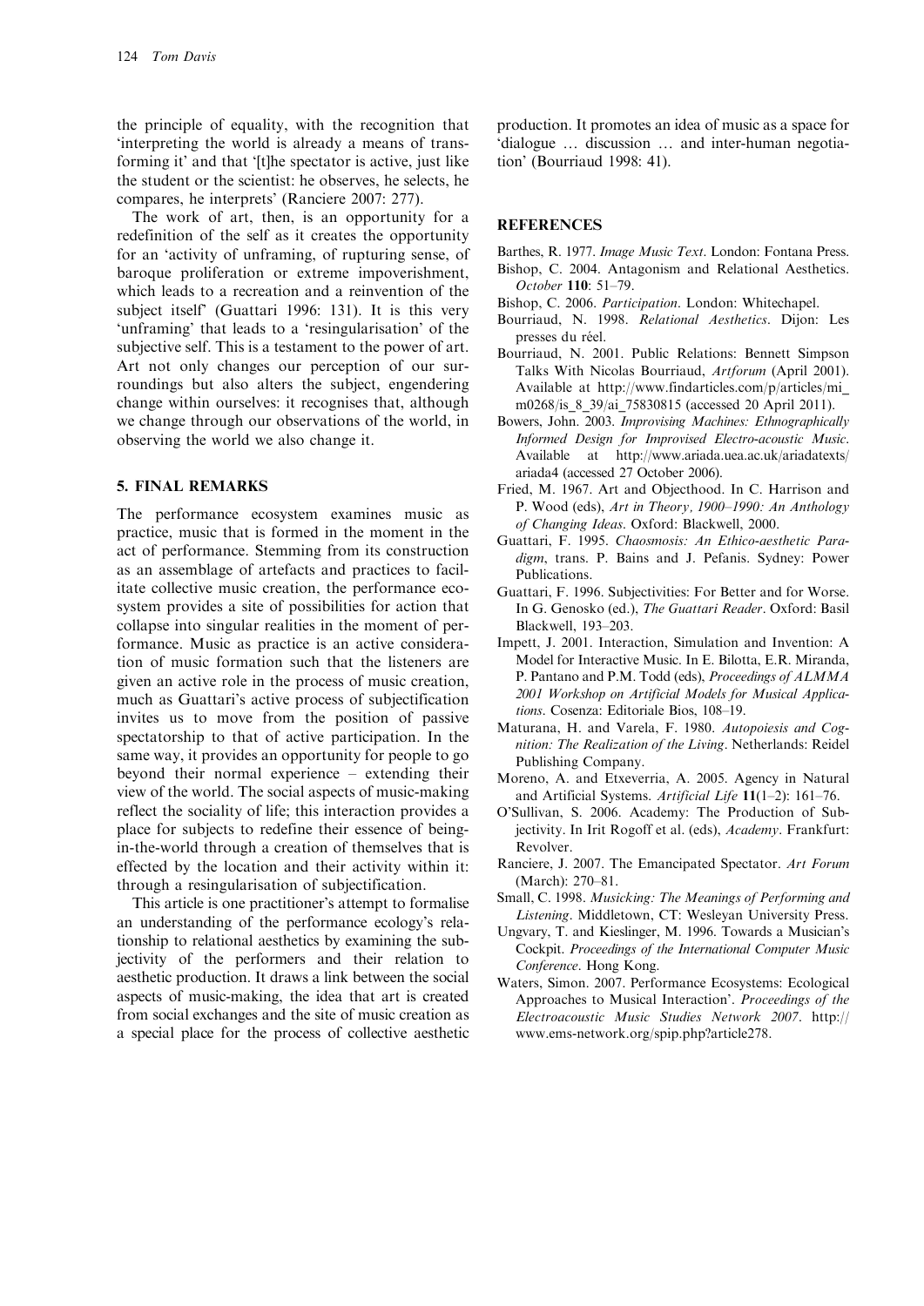the principle of equality, with the recognition that 'interpreting the world is already a means of transforming it' and that '[t]he spectator is active, just like the student or the scientist: he observes, he selects, he compares, he interprets' (Ranciere 2007: 277).

The work of art, then, is an opportunity for a redefinition of the self as it creates the opportunity for an 'activity of unframing, of rupturing sense, of baroque proliferation or extreme impoverishment, which leads to a recreation and a reinvention of the subject itself' (Guattari 1996: 131). It is this very 'unframing' that leads to a 'resingularisation' of the subjective self. This is a testament to the power of art. Art not only changes our perception of our surroundings but also alters the subject, engendering change within ourselves: it recognises that, although we change through our observations of the world, in observing the world we also change it.

## 5. FINAL REMARKS

The performance ecosystem examines music as practice, music that is formed in the moment in the act of performance. Stemming from its construction as an assemblage of artefacts and practices to facilitate collective music creation, the performance ecosystem provides a site of possibilities for action that collapse into singular realities in the moment of performance. Music as practice is an active consideration of music formation such that the listeners are given an active role in the process of music creation, much as Guattari's active process of subjectification invites us to move from the position of passive spectatorship to that of active participation. In the same way, it provides an opportunity for people to go beyond their normal experience – extending their view of the world. The social aspects of music-making reflect the sociality of life; this interaction provides a place for subjects to redefine their essence of being-in-the-world through a creation of themselves that is effected by the location and their activity within it: through a resingularisation of subjectification.

This article is one practitioner's attempt to formalise an understanding of the performance ecology's relationship to relational aesthetics by examining the subjectivity of the performers and their relation to aesthetic production. It draws a link between the social aspects of music-making, the idea that art is created from social exchanges and the site of music creation as a special place for the process of collective aesthetic production. It promotes an idea of music as a space for 'dialogue … discussion … and inter-human negotiation' (Bourriaud 1998: 41).

## REFERENCES

Barthes, R. 1977. *Image Music Text*. London: Fontana Press.

Bishop, C. 2004. Antagonism and Relational Aesthetics. *October* **110**: 51–79.

Bishop, C. 2006. *Participation*. London: Whitechapel.

Bourriaud, N. 1998. *Relational Aesthetics*. Dijon: Les presses du réel.

Bourriaud, N. 2001. Public Relations: Bennett Simpson Talks With Nicolas Bourriaud, *Artforum* (April 2001). Available at http://www.findarticles.com/p/articles/mi_m0268/is_8_39/ai_75830815 (accessed 20 April 2011).

Bowers, John. 2003. *Improvising Machines: Ethnographically Informed Design for Improvised Electro-acoustic Music*. Available at http://www.ariada.uea.ac.uk/ariadatexts/ariada4 (accessed 27 October 2006).

Fried, M. 1967. Art and Objecthood. In C. Harrison and P. Wood (eds), *Art in Theory, 1900–1990: An Anthology of Changing Ideas*. Oxford: Blackwell, 2000.

Guattari, F. 1995. *Chaosmosis: An Ethico-aesthetic Paradigm*, trans. P. Bains and J. Pefanis. Sydney: Power Publications.

Guattari, F. 1996. Subjectivities: For Better and for Worse. In G. Genosko (ed.), *The Guattari Reader*. Oxford: Basil Blackwell, 193–203.

Impett, J. 2001. Interaction, Simulation and Invention: A Model for Interactive Music. In E. Bilotta, E.R. Miranda, P. Pantano and P.M. Todd (eds), *Proceedings of ALMMA 2001 Workshop on Artificial Models for Musical Applications*. Cosenza: Editoriale Bios, 108–19.

Maturana, H. and Varela, F. 1980. *Autopoiesis and Cognition: The Realization of the Living*. Netherlands: Reidel Publishing Company.

Moreno, A. and Etxeverria, A. 2005. Agency in Natural and Artificial Systems. *Artificial Life* **11**(1–2): 161–76.

O'Sullivan, S. 2006. Academy: The Production of Subjectivity. In Irit Rogoff et al. (eds), *Academy*. Frankfurt: Revolver.

Ranciere, J. 2007. The Emancipated Spectator. *Art Forum* (March): 270–81.

Small, C. 1998. *Musicking: The Meanings of Performing and Listening*. Middletown, CT: Wesleyan University Press.

Ungvary, T. and Kieslinger, M. 1996. Towards a Musician's Cockpit. *Proceedings of the International Computer Music Conference*. Hong Kong.

Waters, Simon. 2007. Performance Ecosystems: Ecological Approaches to Musical Interaction'. *Proceedings of the Electroacoustic Music Studies Network 2007*. http://www.ems-network.org/spip.php?article278.